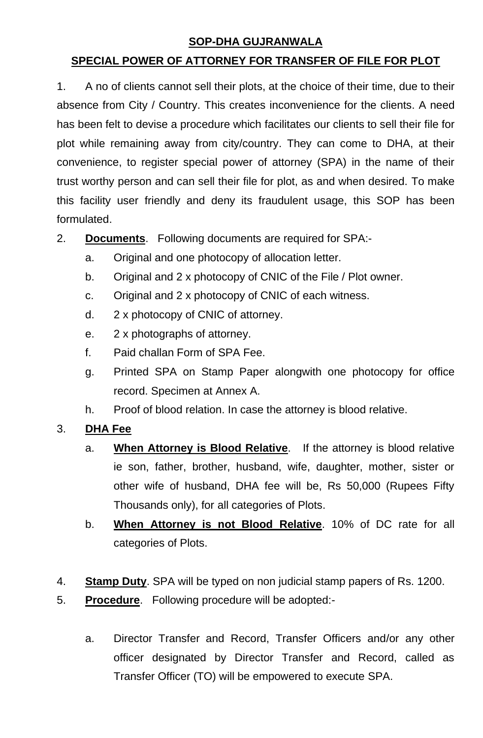**SOP-DHA GUJRANWALA**

**SPECIAL POWER OF ATTORNEY FOR TRANSFER OF FILE FOR PLOT**

1. A no of clients cannot sell their plots, at the choice of their time, due to their absence from City / Country. This creates inconvenience for the clients. A need has been felt to devise a procedure which facilitates our clients to sell their file for plot while remaining away from city/country. They can come to DHA, at their convenience, to register special power of attorney (SPA) in the name of their trust worthy person and can sell their file for plot, as and when desired. To make this facility user friendly and deny its fraudulent usage, this SOP has been formulated.

2. **Documents**. Following documents are required for SPA:-

   a. Original and one photocopy of allocation letter.

   b. Original and 2 x photocopy of CNIC of the File / Plot owner.

   c. Original and 2 x photocopy of CNIC of each witness.

   d. 2 x photocopy of CNIC of attorney.

   e. 2 x photographs of attorney.

   f. Paid challan Form of SPA Fee.

   g. Printed SPA on Stamp Paper alongwith one photocopy for office record. Specimen at Annex A.

   h. Proof of blood relation. In case the attorney is blood relative.

3. **DHA Fee**

   a. **When Attorney is Blood Relative**. If the attorney is blood relative ie son, father, brother, husband, wife, daughter, mother, sister or other wife of husband, DHA fee will be, Rs 50,000 (Rupees Fifty Thousands only), for all categories of Plots.

   b. **When Attorney is not Blood Relative**. 10% of DC rate for all categories of Plots.

4. **Stamp Duty**. SPA will be typed on non judicial stamp papers of Rs. 1200.

5. **Procedure**. Following procedure will be adopted:-

   a. Director Transfer and Record, Transfer Officers and/or any other officer designated by Director Transfer and Record, called as Transfer Officer (TO) will be empowered to execute SPA.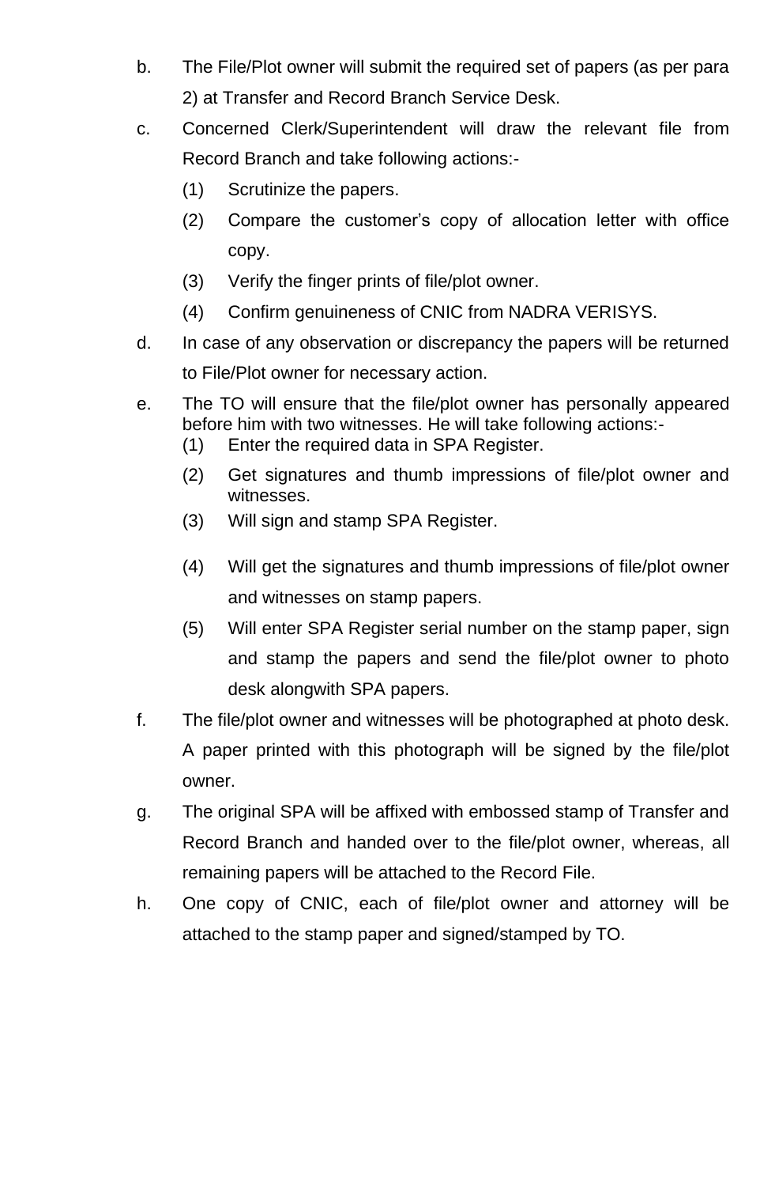b. The File/Plot owner will submit the required set of papers (as per para 2) at Transfer and Record Branch Service Desk.

c. Concerned Clerk/Superintendent will draw the relevant file from Record Branch and take following actions:-

   (1) Scrutinize the papers.

   (2) Compare the customer's copy of allocation letter with office copy.

   (3) Verify the finger prints of file/plot owner.

   (4) Confirm genuineness of CNIC from NADRA VERISYS.

d. In case of any observation or discrepancy the papers will be returned to File/Plot owner for necessary action.

e. The TO will ensure that the file/plot owner has personally appeared before him with two witnesses. He will take following actions:-

   (1) Enter the required data in SPA Register.

   (2) Get signatures and thumb impressions of file/plot owner and witnesses.

   (3) Will sign and stamp SPA Register.

   (4) Will get the signatures and thumb impressions of file/plot owner and witnesses on stamp papers.

   (5) Will enter SPA Register serial number on the stamp paper, sign and stamp the papers and send the file/plot owner to photo desk alongwith SPA papers.

f. The file/plot owner and witnesses will be photographed at photo desk. A paper printed with this photograph will be signed by the file/plot owner.

g. The original SPA will be affixed with embossed stamp of Transfer and Record Branch and handed over to the file/plot owner, whereas, all remaining papers will be attached to the Record File.

h. One copy of CNIC, each of file/plot owner and attorney will be attached to the stamp paper and signed/stamped by TO.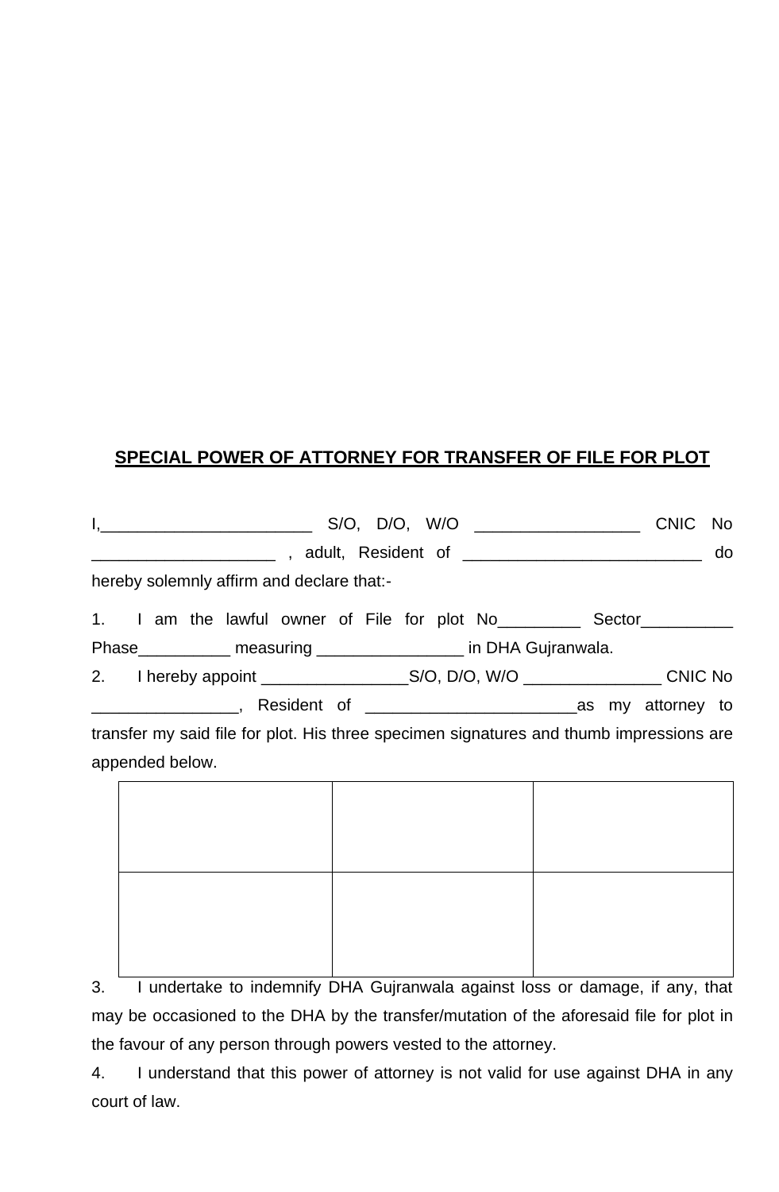**SPECIAL POWER OF ATTORNEY FOR TRANSFER OF FILE FOR PLOT**

I,_______________________ S/O, D/O, W/O _________________ CNIC No ____________________ , adult, Resident of __________________________ do hereby solemnly affirm and declare that:-

1. I am the lawful owner of File for plot No_________ Sector__________ Phase__________ measuring ________________ in DHA Gujranwala.

2. I hereby appoint ________________S/O, D/O, W/O _______________ CNIC No ________________, Resident of _______________________as my attorney to transfer my said file for plot. His three specimen signatures and thumb impressions are appended below.

| | | |
|---|---|---|
| | | |
| | | |

3. I undertake to indemnify DHA Gujranwala against loss or damage, if any, that may be occasioned to the DHA by the transfer/mutation of the aforesaid file for plot in the favour of any person through powers vested to the attorney.

4. I understand that this power of attorney is not valid for use against DHA in any court of law.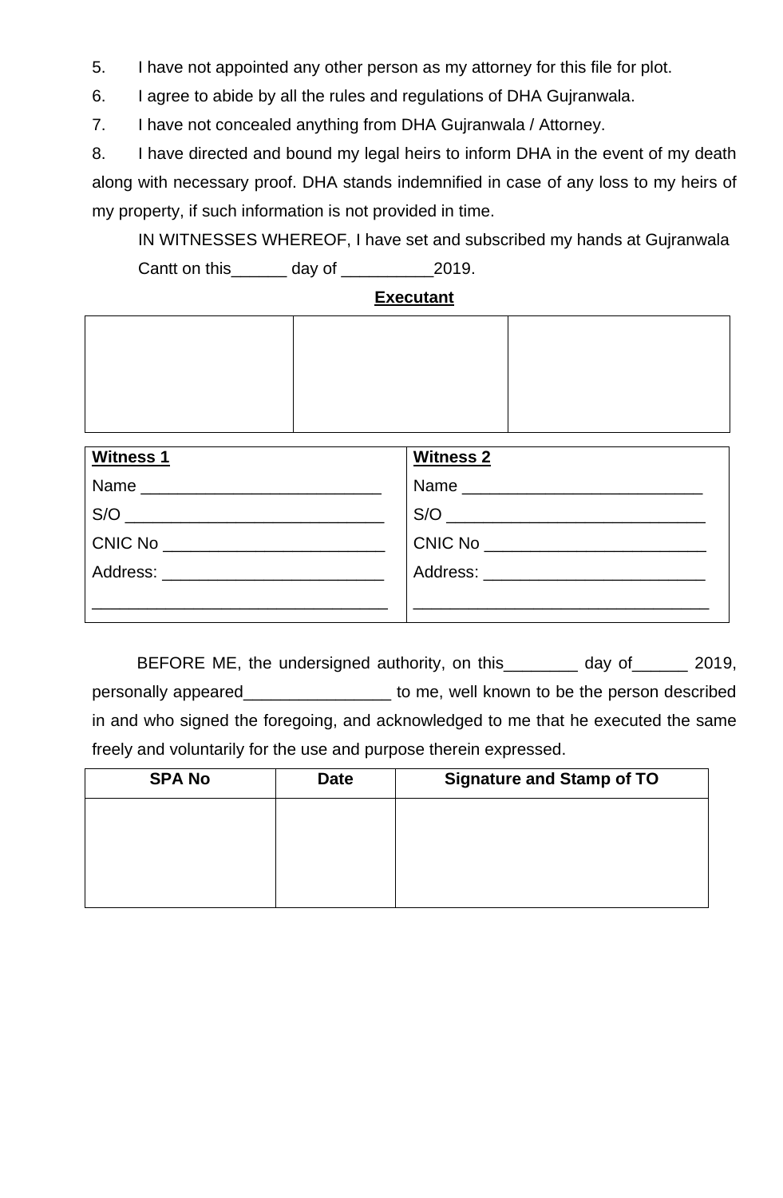5. I have not appointed any other person as my attorney for this file for plot.

6. I agree to abide by all the rules and regulations of DHA Gujranwala.

7. I have not concealed anything from DHA Gujranwala / Attorney.

8. I have directed and bound my legal heirs to inform DHA in the event of my death along with necessary proof. DHA stands indemnified in case of any loss to my heirs of my property, if such information is not provided in time.

IN WITNESSES WHEREOF, I have set and subscribed my hands at Gujranwala Cantt on this______ day of __________2019.

**Executant**

| | | |
|---|---|---|
| | | |

| **Witness 1** | **Witness 2** |
|---|---|
| Name __________________________ | Name __________________________ |
| S/O ____________________________ | S/O ____________________________ |
| CNIC No ________________________ | CNIC No ________________________ |
| Address: ________________________ | Address: ________________________ |
| _______________________________ | _______________________________ |

BEFORE ME, the undersigned authority, on this________ day of______ 2019, personally appeared________________ to me, well known to be the person described in and who signed the foregoing, and acknowledged to me that he executed the same freely and voluntarily for the use and purpose therein expressed.

| SPA No | Date | Signature and Stamp of TO |
|---|---|---|
| | | |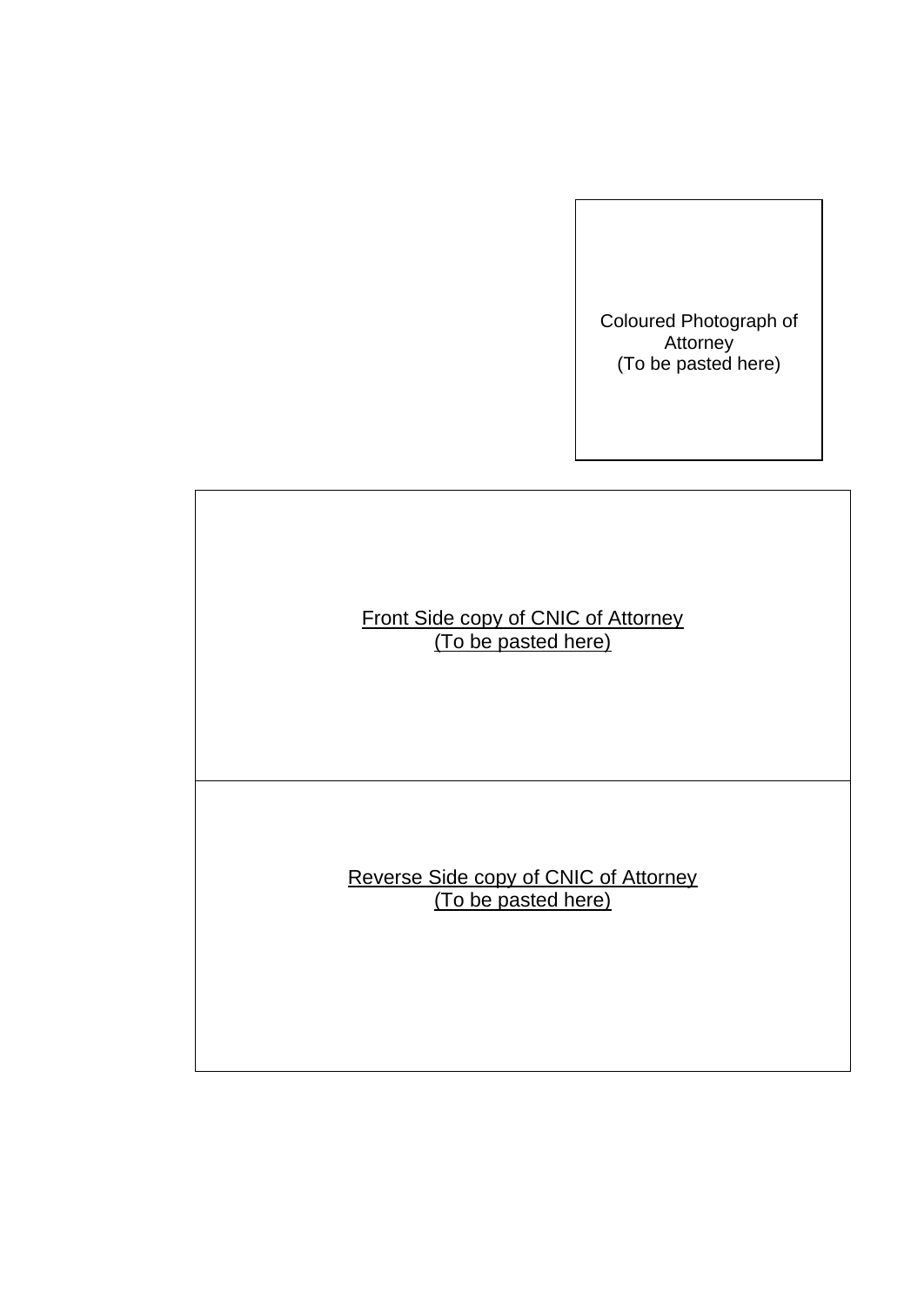Coloured Photograph of Attorney
(To be pasted here)

Front Side copy of CNIC of Attorney
(To be pasted here)

Reverse Side copy of CNIC of Attorney
(To be pasted here)